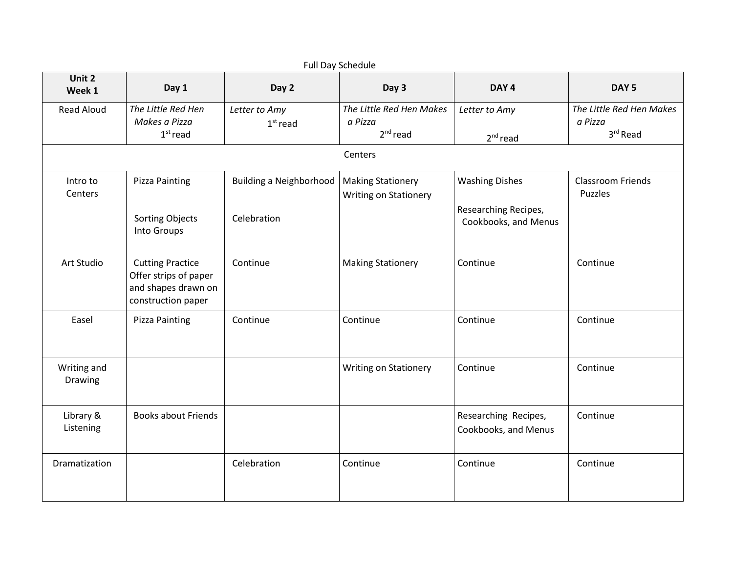Full Day Schedule

| Unit 2 Week 1 | Day 1 | Day 2 | Day 3 | DAY 4 | DAY 5 |
|---|---|---|---|---|---|
| Read Aloud | *The Little Red Hen Makes a Pizza* 1st read | *Letter to Amy* 1st read | *The Little Red Hen Makes a Pizza* 2nd read | *Letter to Amy* 2nd read | *The Little Red Hen Makes a Pizza* 3rd Read |
| Centers | | | | | |
| Intro to Centers | Pizza Painting<br><br>Sorting Objects Into Groups | Building a Neighborhood<br><br>Celebration | Making Stationery<br>Writing on Stationery | Washing Dishes<br><br>Researching Recipes, Cookbooks, and Menus | Classroom Friends Puzzles |
| Art Studio | Cutting Practice Offer strips of paper and shapes drawn on construction paper | Continue | Making Stationery | Continue | Continue |
| Easel | Pizza Painting | Continue | Continue | Continue | Continue |
| Writing and Drawing | | | Writing on Stationery | Continue | Continue |
| Library & Listening | Books about Friends | | | Researching Recipes, Cookbooks, and Menus | Continue |
| Dramatization | | Celebration | Continue | Continue | Continue |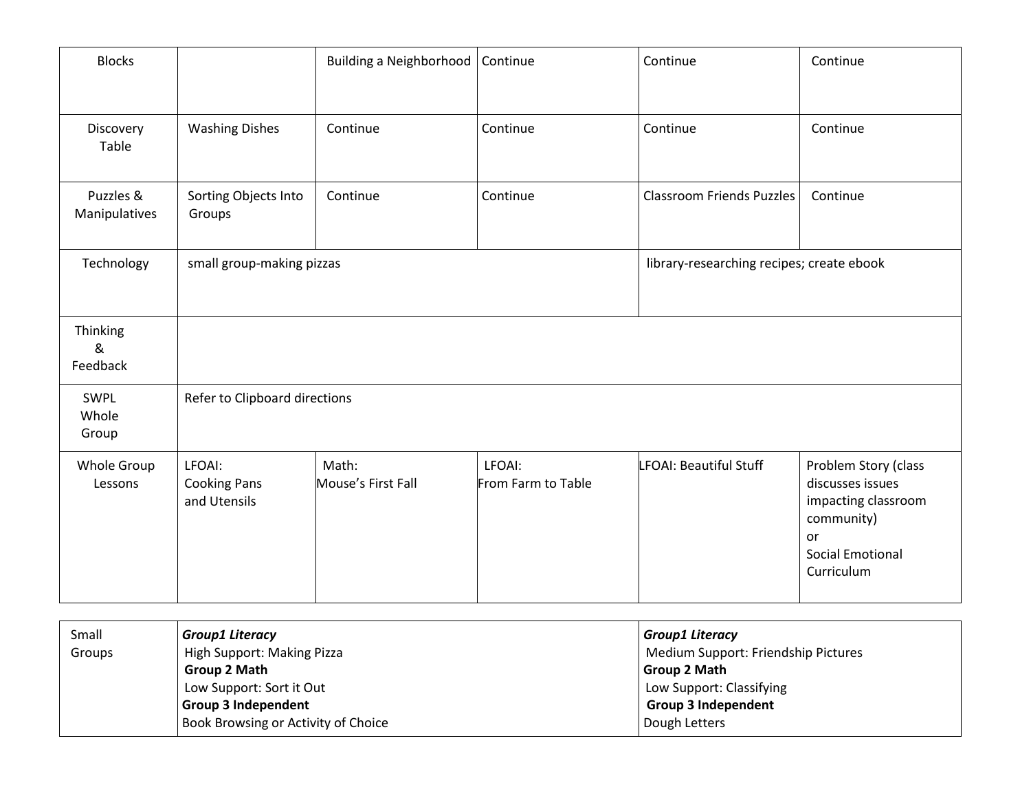| Blocks | | Building a Neighborhood | Continue | Continue | Continue |
|---|---|---|---|---|---|
| Discovery Table | Washing Dishes | Continue | Continue | Continue | Continue |
| Puzzles & Manipulatives | Sorting Objects Into Groups | Continue | Continue | Classroom Friends Puzzles | Continue |
| Technology | small group-making pizzas | | | library-researching recipes; create ebook | |
| Thinking & Feedback | | | | | |
| SWPL Whole Group | Refer to Clipboard directions | | | | |
| Whole Group Lessons | LFOAI: Cooking Pans and Utensils | Math: Mouse's First Fall | LFOAI: From Farm to Table | LFOAI: Beautiful Stuff | Problem Story (class discusses issues impacting classroom community) or Social Emotional Curriculum |

| Small Groups | ***Group1 Literacy*** High Support: Making Pizza **Group 2 Math** Low Support: Sort it Out **Group 3 Independent** Book Browsing or Activity of Choice | ***Group1 Literacy*** Medium Support: Friendship Pictures **Group 2 Math** Low Support: Classifying **Group 3 Independent** Dough Letters |
|---|---|---|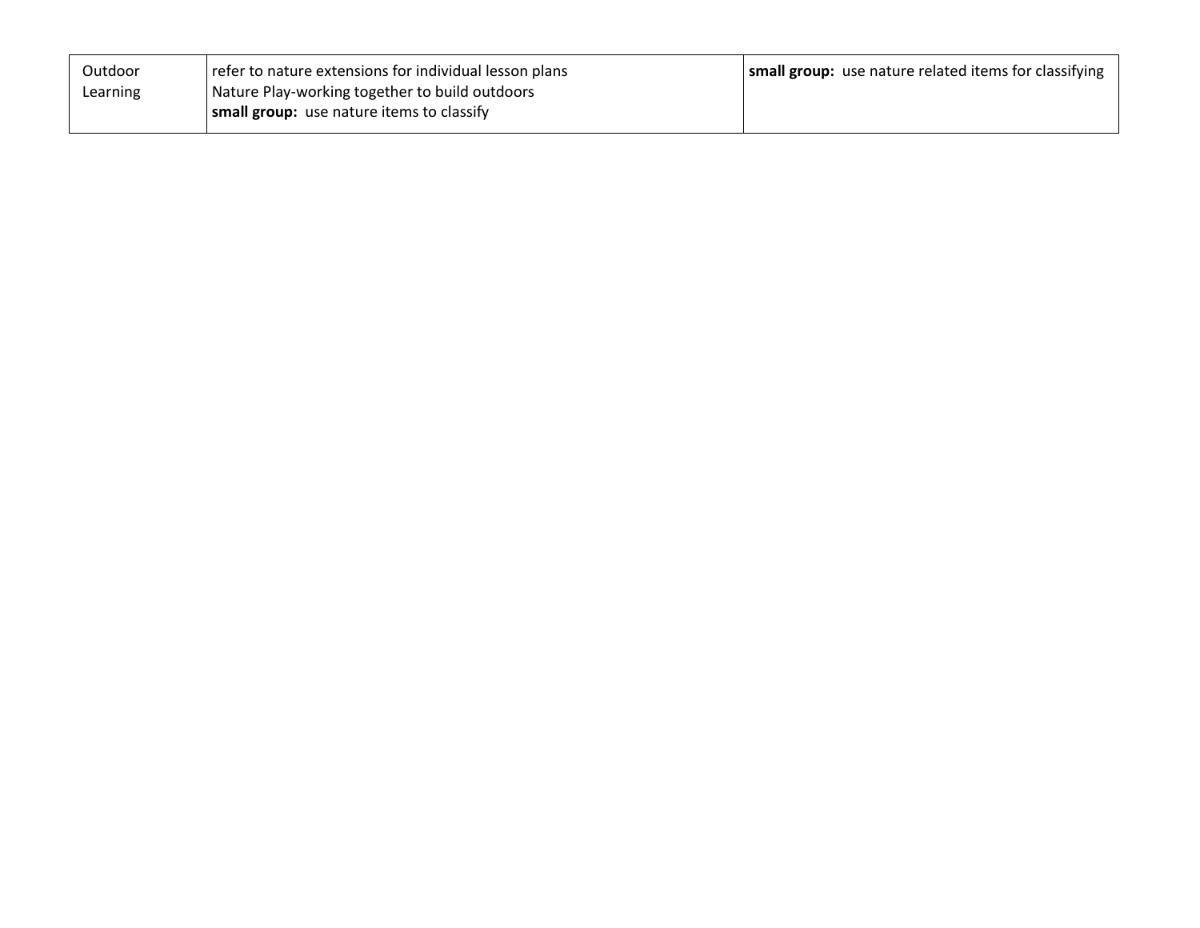| | | |
|---|---|---|
| Outdoor Learning | refer to nature extensions for individual lesson plans<br>Nature Play-working together to build outdoors<br>**small group:** use nature items to classify | **small group:** use nature related items for classifying |